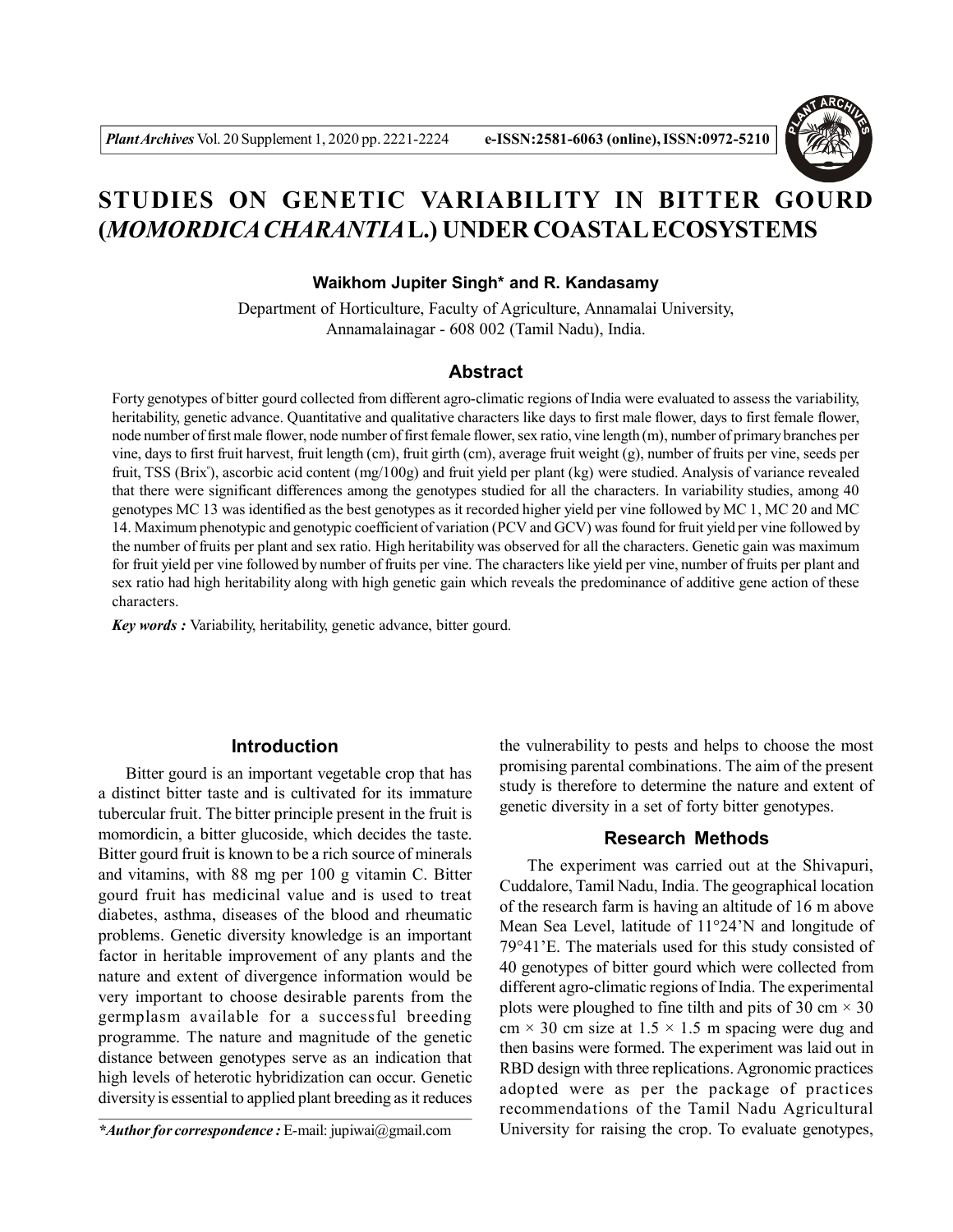# STUDIES ON GENETIC VARIABILITY IN BITTER GOURD (*MOMORDICA CHARANTIA* L.) UNDER COASTAL ECOSYSTEMS

**Waikhom Jupiter Singh\* and R. Kandasamy**

Department of Horticulture, Faculty of Agriculture, Annamalai University, Annamalainagar - 608 002 (Tamil Nadu), India.

## Abstract

Forty genotypes of bitter gourd collected from different agro-climatic regions of India were evaluated to assess the variability, heritability, genetic advance. Quantitative and qualitative characters like days to first male flower, days to first female flower, node number of first male flower, node number of first female flower, sex ratio, vine length (m), number of primary branches per vine, days to first fruit harvest, fruit length (cm), fruit girth (cm), average fruit weight (g), number of fruits per vine, seeds per fruit, TSS (Brix°), ascorbic acid content (mg/100g) and fruit yield per plant (kg) were studied. Analysis of variance revealed that there were significant differences among the genotypes studied for all the characters. In variability studies, among 40 genotypes MC 13 was identified as the best genotypes as it recorded higher yield per vine followed by MC 1, MC 20 and MC 14. Maximum phenotypic and genotypic coefficient of variation (PCV and GCV) was found for fruit yield per vine followed by the number of fruits per plant and sex ratio. High heritability was observed for all the characters. Genetic gain was maximum for fruit yield per vine followed by number of fruits per vine. The characters like yield per vine, number of fruits per plant and sex ratio had high heritability along with high genetic gain which reveals the predominance of additive gene action of these characters.

***Key words :*** Variability, heritability, genetic advance, bitter gourd.

## Introduction

Bitter gourd is an important vegetable crop that has a distinct bitter taste and is cultivated for its immature tubercular fruit. The bitter principle present in the fruit is momordicin, a bitter glucoside, which decides the taste. Bitter gourd fruit is known to be a rich source of minerals and vitamins, with 88 mg per 100 g vitamin C. Bitter gourd fruit has medicinal value and is used to treat diabetes, asthma, diseases of the blood and rheumatic problems. Genetic diversity knowledge is an important factor in heritable improvement of any plants and the nature and extent of divergence information would be very important to choose desirable parents from the germplasm available for a successful breeding programme. The nature and magnitude of the genetic distance between genotypes serve as an indication that high levels of heterotic hybridization can occur. Genetic diversity is essential to applied plant breeding as it reduces the vulnerability to pests and helps to choose the most promising parental combinations. The aim of the present study is therefore to determine the nature and extent of genetic diversity in a set of forty bitter genotypes.

## Research Methods

The experiment was carried out at the Shivapuri, Cuddalore, Tamil Nadu, India. The geographical location of the research farm is having an altitude of 16 m above Mean Sea Level, latitude of 11°24'N and longitude of 79°41'E. The materials used for this study consisted of 40 genotypes of bitter gourd which were collected from different agro-climatic regions of India. The experimental plots were ploughed to fine tilth and pits of 30 cm × 30 cm × 30 cm size at 1.5 × 1.5 m spacing were dug and then basins were formed. The experiment was laid out in RBD design with three replications. Agronomic practices adopted were as per the package of practices recommendations of the Tamil Nadu Agricultural University for raising the crop. To evaluate genotypes,

*\*Author for correspondence :* E-mail: jupiwai@gmail.com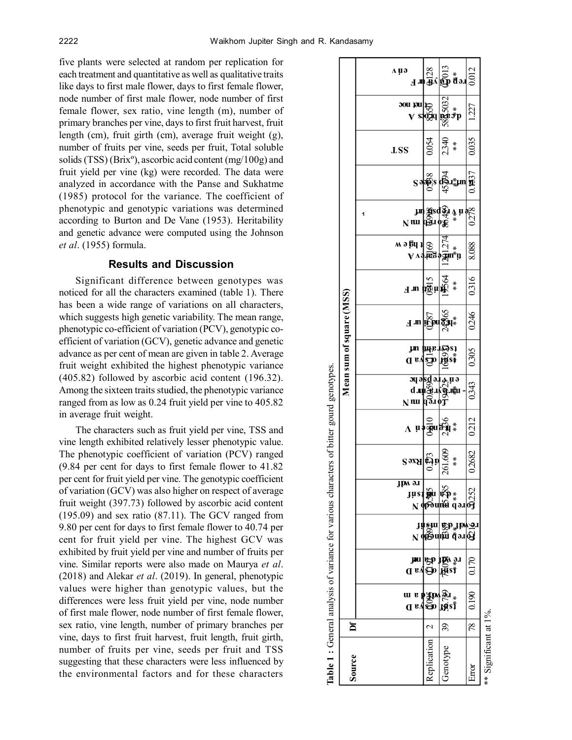five plants were selected at random per replication for each treatment and quantitative as well as qualitative traits like days to first male flower, days to first female flower, node number of first male flower, node number of first female flower, sex ratio, vine length (m), number of primary branches per vine, days to first fruit harvest, fruit length (cm), fruit girth (cm), average fruit weight (g), number of fruits per vine, seeds per fruit, Total soluble solids (TSS) (Brixº), ascorbic acid content (mg/100g) and fruit yield per vine (kg) were recorded. The data were analyzed in accordance with the Panse and Sukhatme (1985) protocol for the variance. The coefficient of phenotypic and genotypic variations was determined according to Burton and De Vane (1953). Heritability and genetic advance were computed using the Johnson *et al*. (1955) formula.

## Results and Discussion

Significant difference between genotypes was noticed for all the characters examined (table 1). There has been a wide range of variations on all characters, which suggests high genetic variability. The mean range, phenotypic co-efficient of variation (PCV), genotypic co-efficient of variation (GCV), genetic advance and genetic advance as per cent of mean are given in table 2. Average fruit weight exhibited the highest phenotypic variance (405.82) followed by ascorbic acid content (196.32). Among the sixteen traits studied, the phenotypic variance ranged from as low as 0.24 fruit yield per vine to 405.82 in average fruit weight.

The characters such as fruit yield per vine, TSS and vine length exhibited relatively lesser phenotypic value. The phenotypic coefficient of variation (PCV) ranged (9.84 per cent for days to first female flower to 41.82 per cent for fruit yield per vine. The genotypic coefficient of variation (GCV) was also higher on respect of average fruit weight (397.73) followed by ascorbic acid content (195.09) and sex ratio (87.11). The GCV ranged from 9.80 per cent for days to first female flower to 40.74 per cent for fruit yield per vine. The highest GCV was exhibited by fruit yield per vine and number of fruits per vine. Similar reports were also made on Maurya *et al*. (2018) and Alekar *et al*. (2019). In general, phenotypic values were higher than genotypic values, but the differences were less fruit yield per vine, node number of first male flower, node number of first female flower, sex ratio, vine length, number of primary branches per vine, days to first fruit harvest, fruit length, fruit girth, number of fruits per vine, seeds per fruit and TSS suggesting that these characters were less influenced by the environmental factors and for these characters

**Table 1 :** General analysis of variance for various characters of bitter gourd genotypes.

| Source | Df | Mean sum of square (MSS) | | | | | | | | | | | | | | | |
|---|---|---|---|---|---|---|---|---|---|---|---|---|---|---|---|---|---|
| | | Days to first male flower | Days to first female flower | Node number of first male flower | Node number of first female flower | Sex ratio | Vine length | Number of primary branches per vine | Days to first fruit harvest | Fruit length | Fruit girth | Average fruit weight | Number of fruits per vine | Seeds per fruit | TSS | Ascorbic acid content | Fruit yield per vine |
| Replication | 2 | 10.04 | 0.197 | 0.093 | 0.55 | 0.133 | 0.010 | 0.509 | 0.115 | 0.287 | 0.315 | 3.169 | 0.998 | 0.358 | 0.054 | 3.650 | 0.128 |
| Genotype | 39 | 78.739** | 74.07** | 5.882** | 5.285** | 261.609 ** | 2.336 ** | 1.925** | 169.93** | 2.365** | 1.564 ** | 1211.274** | 8.449 ** | 45.294** | 2.340 ** | 585.032** | 0.013** |
| Error | 78 | 0.190 | 0.170 | 0.214 | 0.252 | 0.2682 | 0.212 | 0.343 | 0.305 | 0.246 | 0.316 | 8.088 | 0.278 | 0.1337 | 0.035 | 1.227 | 0.012 |

** Significant at 1%.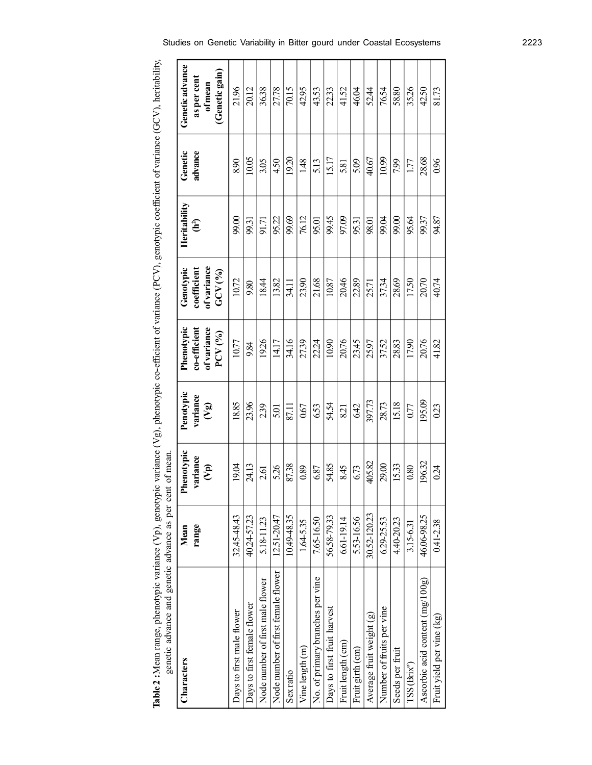**Table 2 :** Mean range, phenotypic variance (Vp), genotypic variance (Vg), phenotypic co-efficient of variance (PCV), genotypic coefficient of variance (GCV), heritability, genetic advance and genetic advance as per cent of mean.

| Characters | Mean range | Phenotypic variance (Vp) | Penotypic variance (Vg) | Phenotypic co-efficient of variance PCV (%) | Genotypic coefficient of variance GCV (%) | Heritability ($h^2$) | Genetic advance | Genetic advance as per cent of mean (Genetic gain) |
|---|---|---|---|---|---|---|---|---|
| Days to first male flower | 32.45-48.43 | 19.04 | 18.85 | 10.77 | 10.72 | 99.00 | 8.90 | 21.96 |
| Days to first female flower | 40.24-57.23 | 24.13 | 23.96 | 9.84 | 9.80 | 99.31 | 10.05 | 20.12 |
| Node number of first male flower | 5.18-11.23 | 2.61 | 2.39 | 19.26 | 18.44 | 91.71 | 3.05 | 36.38 |
| Node number of first female flower | 12.51-20.47 | 5.26 | 5.01 | 14.17 | 13.82 | 95.22 | 4.50 | 27.78 |
| Sex ratio | 10.49-48.35 | 87.38 | 87.11 | 34.16 | 34.11 | 99.69 | 19.20 | 70.15 |
| Vine length (m) | 1.64-5.35 | 0.89 | 0.67 | 27.39 | 23.90 | 76.12 | 1.48 | 42.95 |
| No. of primary branches per vine | 7.65-16.50 | 6.87 | 6.53 | 22.24 | 21.68 | 95.01 | 5.13 | 43.53 |
| Days to first fruit harvest | 56.58-79.33 | 54.85 | 54.54 | 10.90 | 10.87 | 99.45 | 15.17 | 22.33 |
| Fruit length (cm) | 6.61-19.14 | 8.45 | 8.21 | 20.76 | 20.46 | 97.09 | 5.81 | 41.52 |
| Fruit girth (cm) | 5.53-16.56 | 6.73 | 6.42 | 23.45 | 22.89 | 95.31 | 5.09 | 46.04 |
| Average fruit weight (g) | 30.52-120.23 | 405.82 | 397.73 | 25.97 | 25.71 | 98.01 | 40.67 | 52.44 |
| Number of fruits per vine | 6.29-25.53 | 29.00 | 28.73 | 37.52 | 37.34 | 99.04 | 10.99 | 76.54 |
| Seeds per fruit | 4.40-20.23 | 15.33 | 15.18 | 28.83 | 28.69 | 99.00 | 7.99 | 58.80 |
| TSS (Brix°) | 3.15-6.31 | 0.80 | 0.77 | 17.90 | 17.50 | 95.64 | 1.77 | 35.26 |
| Ascorbic acid content (mg/100g) | 46.06-98.25 | 196.32 | 195.09 | 20.76 | 20.70 | 99.37 | 28.68 | 42.50 |
| Fruit yield per vine (kg) | 0.41-2.38 | 0.24 | 0.23 | 41.82 | 40.74 | 94.87 | 0.96 | 81.73 |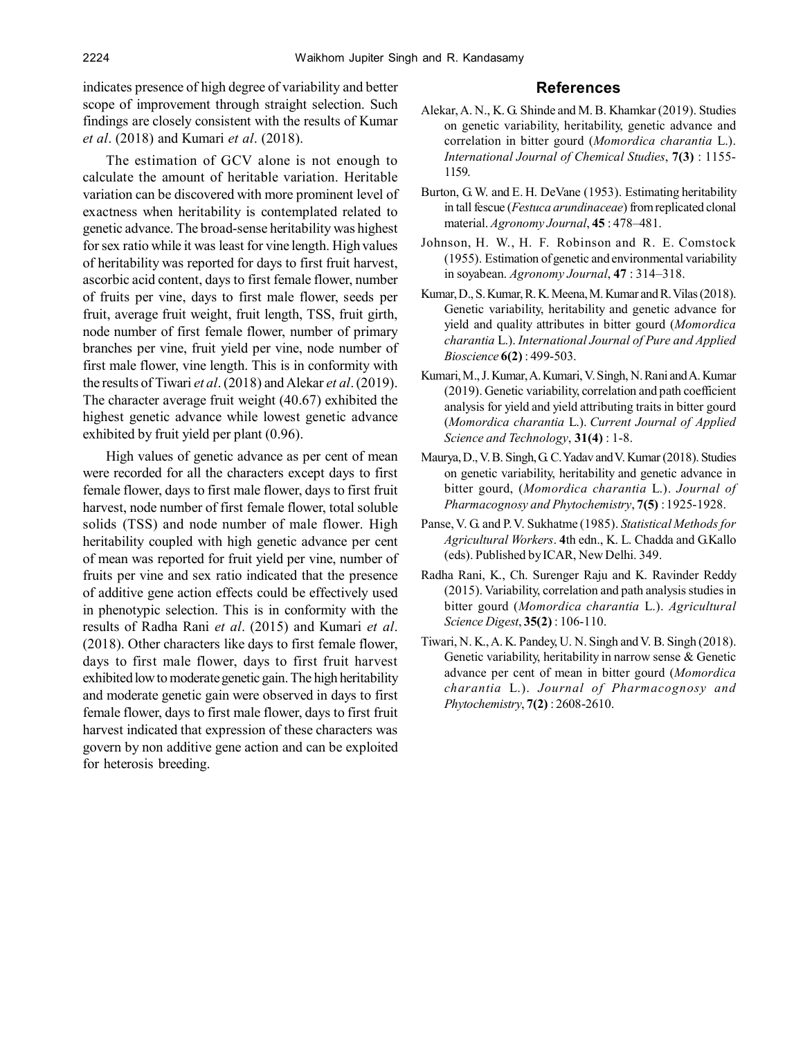indicates presence of high degree of variability and better scope of improvement through straight selection. Such findings are closely consistent with the results of Kumar *et al*. (2018) and Kumari *et al*. (2018).

The estimation of GCV alone is not enough to calculate the amount of heritable variation. Heritable variation can be discovered with more prominent level of exactness when heritability is contemplated related to genetic advance. The broad-sense heritability was highest for sex ratio while it was least for vine length. High values of heritability was reported for days to first fruit harvest, ascorbic acid content, days to first female flower, number of fruits per vine, days to first male flower, seeds per fruit, average fruit weight, fruit length, TSS, fruit girth, node number of first female flower, number of primary branches per vine, fruit yield per vine, node number of first male flower, vine length. This is in conformity with the results of Tiwari *et al*. (2018) and Alekar *et al*. (2019). The character average fruit weight (40.67) exhibited the highest genetic advance while lowest genetic advance exhibited by fruit yield per plant (0.96).

High values of genetic advance as per cent of mean were recorded for all the characters except days to first female flower, days to first male flower, days to first fruit harvest, node number of first female flower, total soluble solids (TSS) and node number of male flower. High heritability coupled with high genetic advance per cent of mean was reported for fruit yield per vine, number of fruits per vine and sex ratio indicated that the presence of additive gene action effects could be effectively used in phenotypic selection. This is in conformity with the results of Radha Rani *et al*. (2015) and Kumari *et al*. (2018). Other characters like days to first female flower, days to first male flower, days to first fruit harvest exhibited low to moderate genetic gain. The high heritability and moderate genetic gain were observed in days to first female flower, days to first male flower, days to first fruit harvest indicated that expression of these characters was govern by non additive gene action and can be exploited for heterosis breeding.

## References

Alekar, A. N., K. G. Shinde and M. B. Khamkar (2019). Studies on genetic variability, heritability, genetic advance and correlation in bitter gourd (*Momordica charantia* L.). *International Journal of Chemical Studies*, **7(3)** : 1155-1159.

Burton, G. W. and E. H. DeVane (1953). Estimating heritability in tall fescue (*Festuca arundinaceae*) from replicated clonal material. *Agronomy Journal*, **45** : 478–481.

Johnson, H. W., H. F. Robinson and R. E. Comstock (1955). Estimation of genetic and environmental variability in soyabean. *Agronomy Journal*, **47** : 314–318.

Kumar, D., S. Kumar, R. K. Meena, M. Kumar and R. Vilas (2018). Genetic variability, heritability and genetic advance for yield and quality attributes in bitter gourd (*Momordica charantia* L.). *International Journal of Pure and Applied Bioscience* **6(2)** : 499-503.

Kumari, M., J. Kumar, A. Kumari, V. Singh, N. Rani and A. Kumar (2019). Genetic variability, correlation and path coefficient analysis for yield and yield attributing traits in bitter gourd (*Momordica charantia* L.). *Current Journal of Applied Science and Technology*, **31(4)** : 1-8.

Maurya, D., V. B. Singh, G. C. Yadav and V. Kumar (2018). Studies on genetic variability, heritability and genetic advance in bitter gourd, (*Momordica charantia* L.). *Journal of Pharmacognosy and Phytochemistry*, **7(5)** : 1925-1928.

Panse, V. G. and P. V. Sukhatme (1985). *Statistical Methods for Agricultural Workers*. **4**th edn., K. L. Chadda and G.Kallo (eds). Published by ICAR, New Delhi. 349.

Radha Rani, K., Ch. Surenger Raju and K. Ravinder Reddy (2015). Variability, correlation and path analysis studies in bitter gourd (*Momordica charantia* L.). *Agricultural Science Digest*, **35(2)** : 106-110.

Tiwari, N. K., A. K. Pandey, U. N. Singh and V. B. Singh (2018). Genetic variability, heritability in narrow sense & Genetic advance per cent of mean in bitter gourd (*Momordica charantia* L.). *Journal of Pharmacognosy and Phytochemistry*, **7(2)** : 2608-2610.